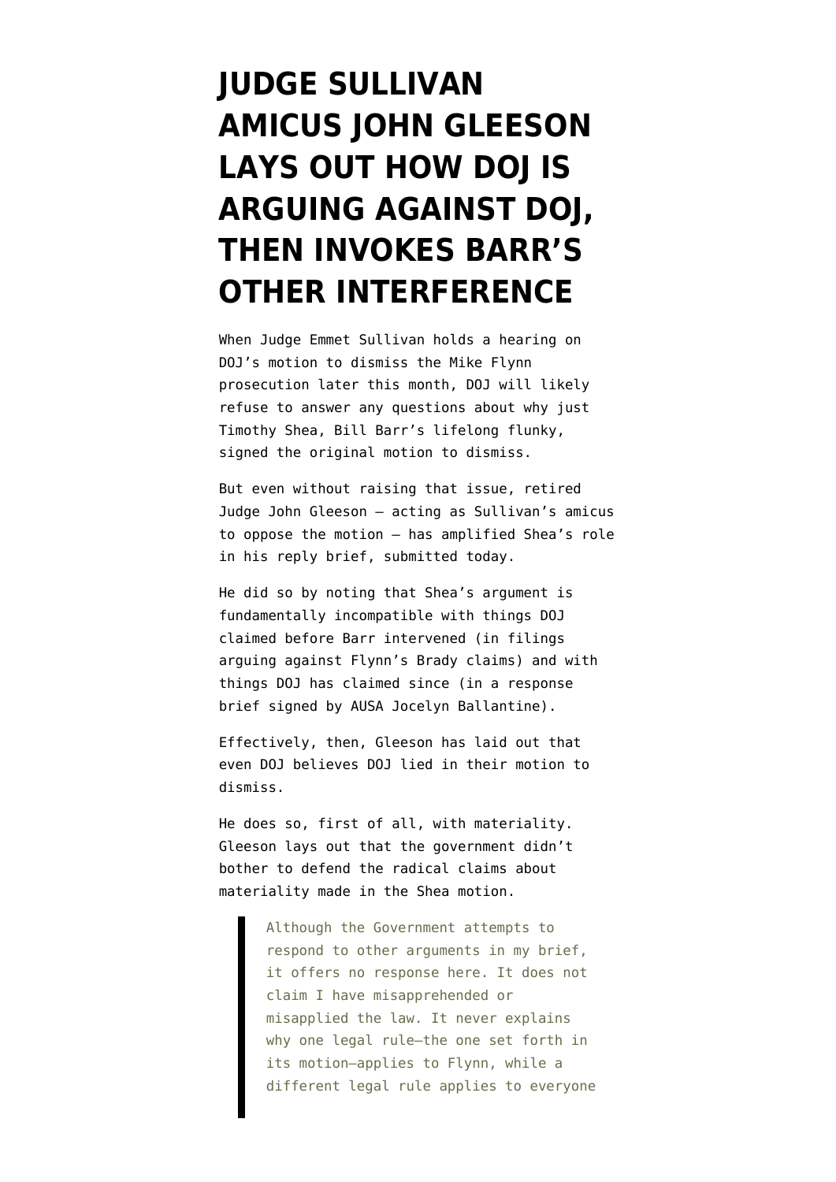# JUDGE SULLIVAN AMICUS JOHN GLEESON LAYS OUT HOW DOJ IS ARGUING AGAINST DOJ, THEN INVOKES BARR'S OTHER INTERFERENCE

When Judge Emmet Sullivan holds a hearing on DOJ's motion to dismiss the Mike Flynn prosecution later this month, DOJ will likely refuse to answer any questions about why just Timothy Shea, Bill Barr's lifelong flunky, signed the original motion to dismiss.

But even without raising that issue, retired Judge John Gleeson — acting as Sullivan's amicus to oppose the motion — has amplified Shea's role in his reply brief, submitted today.

He did so by noting that Shea's argument is fundamentally incompatible with things DOJ claimed before Barr intervened (in filings arguing against Flynn's Brady claims) and with things DOJ has claimed since (in a response brief signed by AUSA Jocelyn Ballantine).

Effectively, then, Gleeson has laid out that even DOJ believes DOJ lied in their motion to dismiss.

He does so, first of all, with materiality. Gleeson lays out that the government didn't bother to defend the radical claims about materiality made in the Shea motion.

> Although the Government attempts to respond to other arguments in my brief, it offers no response here. It does not claim I have misapprehended or misapplied the law. It never explains why one legal rule—the one set forth in its motion—applies to Flynn, while a different legal rule applies to everyone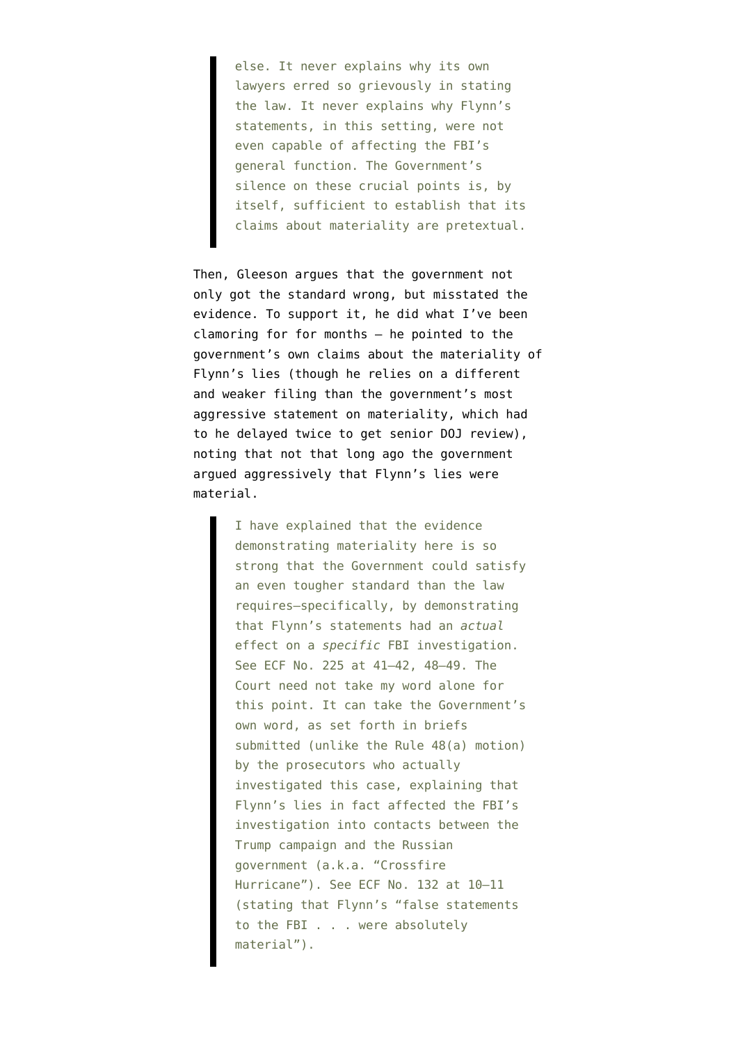> else. It never explains why its own lawyers erred so grievously in stating the law. It never explains why Flynn's statements, in this setting, were not even capable of affecting the FBI's general function. The Government's silence on these crucial points is, by itself, sufficient to establish that its claims about materiality are pretextual.

Then, Gleeson argues that the government not only got the standard wrong, but misstated the evidence. To support it, he did what I've been clamoring for for months — he pointed to the government's own claims about the materiality of Flynn's lies (though he relies on a different and weaker filing than the government's most aggressive statement on materiality, which had to he delayed twice to get senior DOJ review), noting that not that long ago the government argued aggressively that Flynn's lies were material.

> I have explained that the evidence demonstrating materiality here is so strong that the Government could satisfy an even tougher standard than the law requires—specifically, by demonstrating that Flynn's statements had an *actual* effect on a *specific* FBI investigation. See ECF No. 225 at 41–42, 48–49. The Court need not take my word alone for this point. It can take the Government's own word, as set forth in briefs submitted (unlike the Rule 48(a) motion) by the prosecutors who actually investigated this case, explaining that Flynn's lies in fact affected the FBI's investigation into contacts between the Trump campaign and the Russian government (a.k.a. "Crossfire Hurricane"). See ECF No. 132 at 10–11 (stating that Flynn's "false statements to the FBI . . . were absolutely material").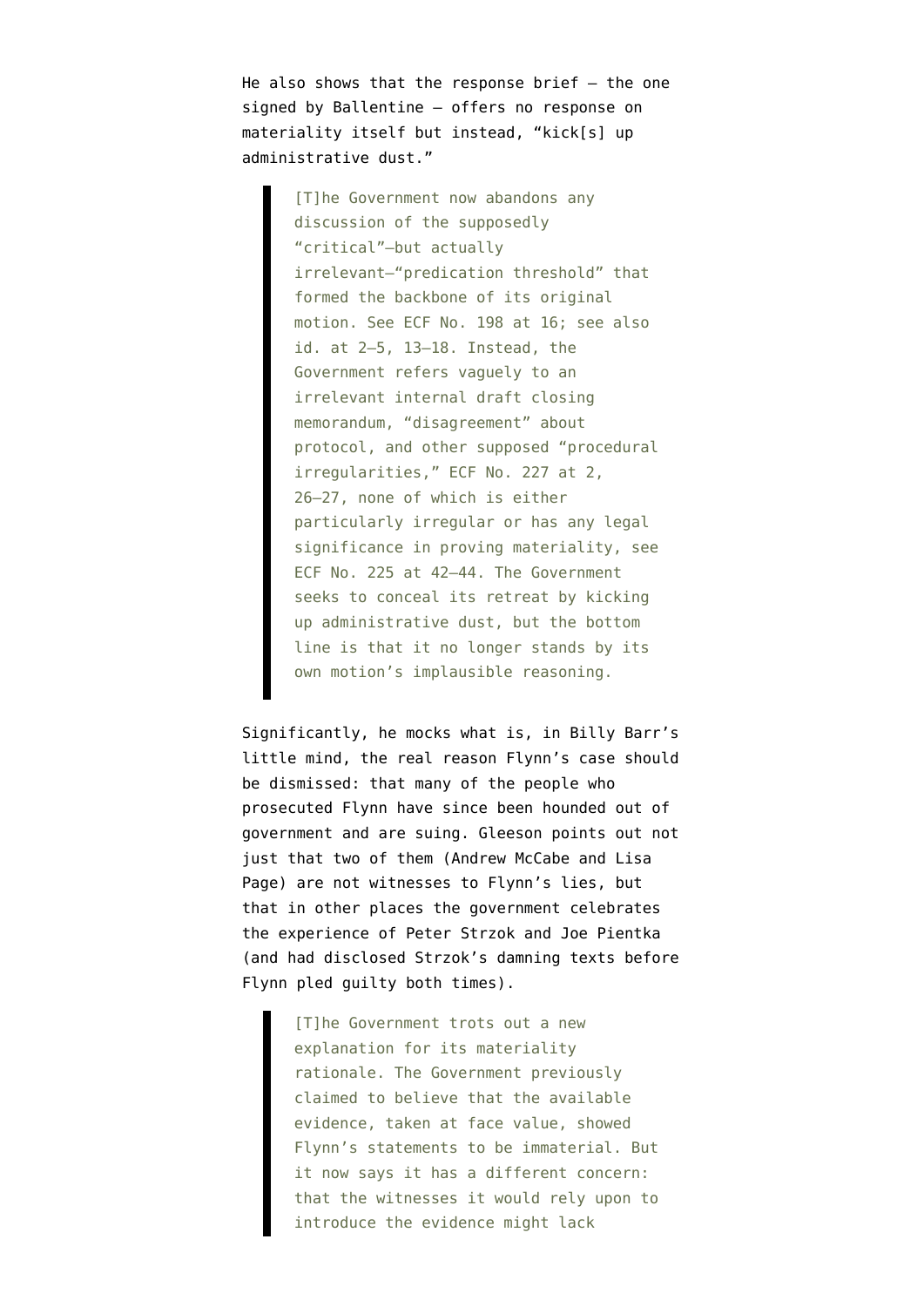He also shows that the response brief — the one signed by Ballentine — offers no response on materiality itself but instead, "kick[s] up administrative dust."

> [T]he Government now abandons any discussion of the supposedly "critical"—but actually irrelevant—"predication threshold" that formed the backbone of its original motion. See ECF No. 198 at 16; see also id. at 2–5, 13–18. Instead, the Government refers vaguely to an irrelevant internal draft closing memorandum, "disagreement" about protocol, and other supposed "procedural irregularities," ECF No. 227 at 2, 26–27, none of which is either particularly irregular or has any legal significance in proving materiality, see ECF No. 225 at 42–44. The Government seeks to conceal its retreat by kicking up administrative dust, but the bottom line is that it no longer stands by its own motion's implausible reasoning.

Significantly, he mocks what is, in Billy Barr's little mind, the real reason Flynn's case should be dismissed: that many of the people who prosecuted Flynn have since been hounded out of government and are suing. Gleeson points out not just that two of them (Andrew McCabe and Lisa Page) are not witnesses to Flynn's lies, but that in other places the government celebrates the experience of Peter Strzok and Joe Pientka (and had disclosed Strzok's damning texts before Flynn pled guilty both times).

> [T]he Government trots out a new explanation for its materiality rationale. The Government previously claimed to believe that the available evidence, taken at face value, showed Flynn's statements to be immaterial. But it now says it has a different concern: that the witnesses it would rely upon to introduce the evidence might lack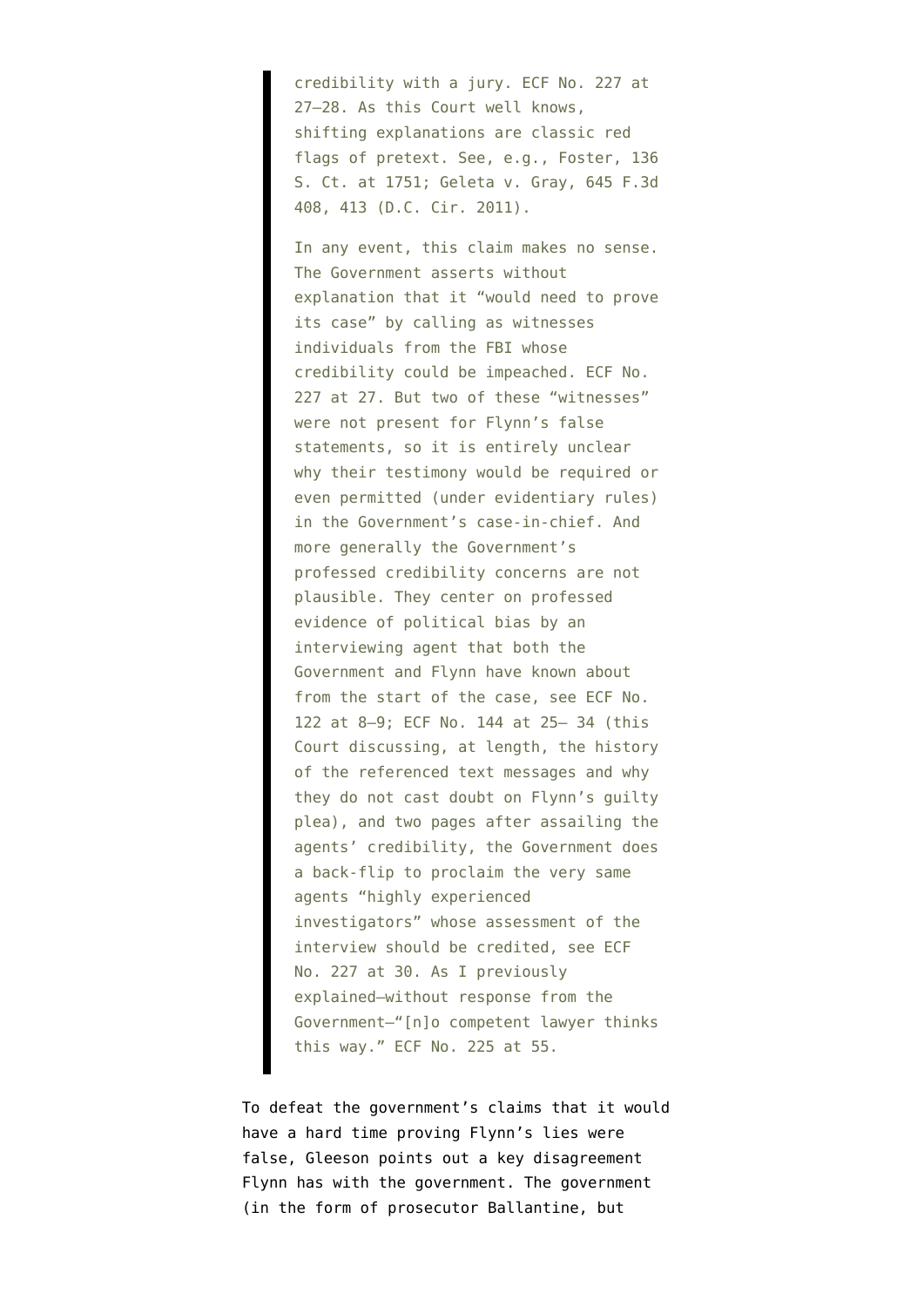> credibility with a jury. ECF No. 227 at 27–28. As this Court well knows, shifting explanations are classic red flags of pretext. See, e.g., Foster, 136 S. Ct. at 1751; Geleta v. Gray, 645 F.3d 408, 413 (D.C. Cir. 2011).
>
> In any event, this claim makes no sense. The Government asserts without explanation that it "would need to prove its case" by calling as witnesses individuals from the FBI whose credibility could be impeached. ECF No. 227 at 27. But two of these "witnesses" were not present for Flynn's false statements, so it is entirely unclear why their testimony would be required or even permitted (under evidentiary rules) in the Government's case-in-chief. And more generally the Government's professed credibility concerns are not plausible. They center on professed evidence of political bias by an interviewing agent that both the Government and Flynn have known about from the start of the case, see ECF No. 122 at 8–9; ECF No. 144 at 25– 34 (this Court discussing, at length, the history of the referenced text messages and why they do not cast doubt on Flynn's guilty plea), and two pages after assailing the agents' credibility, the Government does a back-flip to proclaim the very same agents "highly experienced investigators" whose assessment of the interview should be credited, see ECF No. 227 at 30. As I previously explained—without response from the Government—"[n]o competent lawyer thinks this way." ECF No. 225 at 55.

To defeat the government's claims that it would have a hard time proving Flynn's lies were false, Gleeson points out a key disagreement Flynn has with the government. The government (in the form of prosecutor Ballantine, but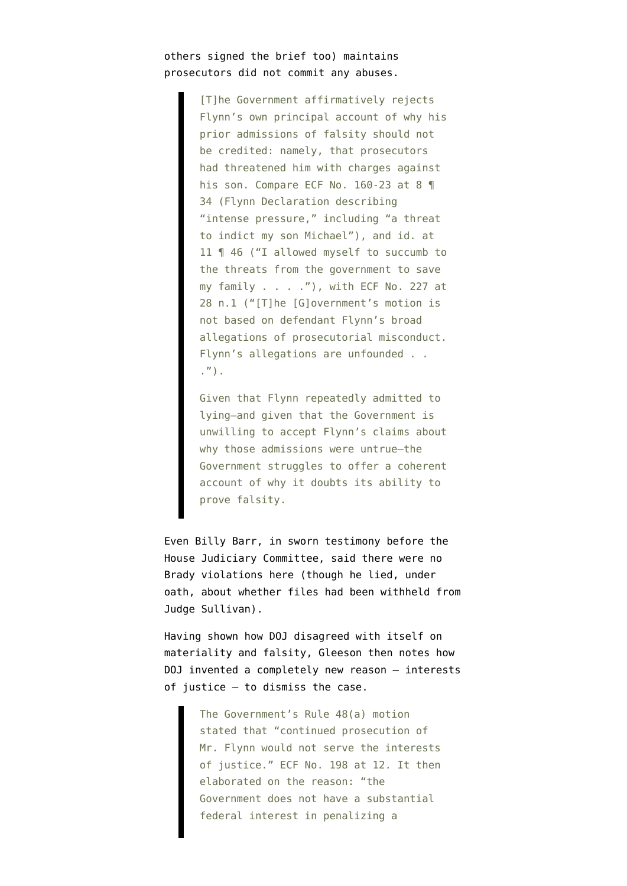others signed the brief too) maintains prosecutors did not commit any abuses.

> [T]he Government affirmatively rejects Flynn's own principal account of why his prior admissions of falsity should not be credited: namely, that prosecutors had threatened him with charges against his son. Compare ECF No. 160-23 at 8 ¶ 34 (Flynn Declaration describing "intense pressure," including "a threat to indict my son Michael"), and id. at 11 ¶ 46 ("I allowed myself to succumb to the threats from the government to save my family . . . ."), with ECF No. 227 at 28 n.1 ("[T]he [G]overnment's motion is not based on defendant Flynn's broad allegations of prosecutorial misconduct. Flynn's allegations are unfounded . . .").
>
> Given that Flynn repeatedly admitted to lying—and given that the Government is unwilling to accept Flynn's claims about why those admissions were untrue—the Government struggles to offer a coherent account of why it doubts its ability to prove falsity.

Even Billy Barr, in sworn testimony before the House Judiciary Committee, said there were no Brady violations here (though he lied, under oath, about whether files had been withheld from Judge Sullivan).

Having shown how DOJ disagreed with itself on materiality and falsity, Gleeson then notes how DOJ invented a completely new reason — interests of justice — to dismiss the case.

> The Government's Rule 48(a) motion stated that "continued prosecution of Mr. Flynn would not serve the interests of justice." ECF No. 198 at 12. It then elaborated on the reason: "the Government does not have a substantial federal interest in penalizing a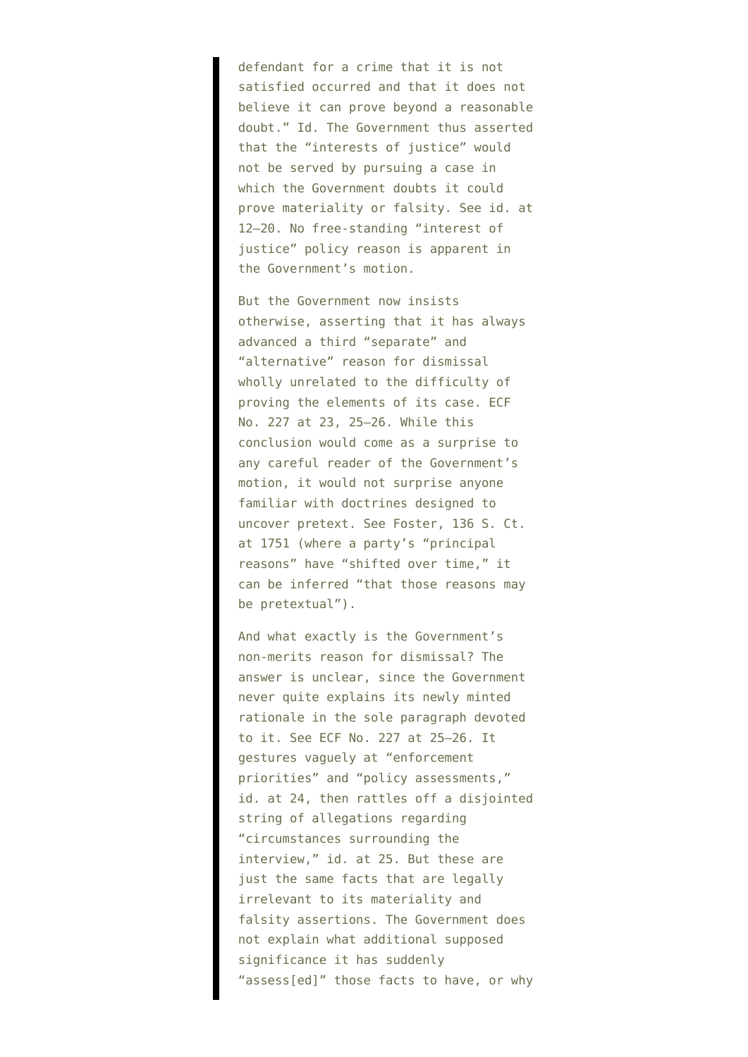defendant for a crime that it is not satisfied occurred and that it does not believe it can prove beyond a reasonable doubt." Id. The Government thus asserted that the "interests of justice" would not be served by pursuing a case in which the Government doubts it could prove materiality or falsity. See id. at 12–20. No free-standing "interest of justice" policy reason is apparent in the Government's motion.

But the Government now insists otherwise, asserting that it has always advanced a third "separate" and "alternative" reason for dismissal wholly unrelated to the difficulty of proving the elements of its case. ECF No. 227 at 23, 25–26. While this conclusion would come as a surprise to any careful reader of the Government's motion, it would not surprise anyone familiar with doctrines designed to uncover pretext. See Foster, 136 S. Ct. at 1751 (where a party's "principal reasons" have "shifted over time," it can be inferred "that those reasons may be pretextual").

And what exactly is the Government's non-merits reason for dismissal? The answer is unclear, since the Government never quite explains its newly minted rationale in the sole paragraph devoted to it. See ECF No. 227 at 25–26. It gestures vaguely at "enforcement priorities" and "policy assessments," id. at 24, then rattles off a disjointed string of allegations regarding "circumstances surrounding the interview," id. at 25. But these are just the same facts that are legally irrelevant to its materiality and falsity assertions. The Government does not explain what additional supposed significance it has suddenly "assess[ed]" those facts to have, or why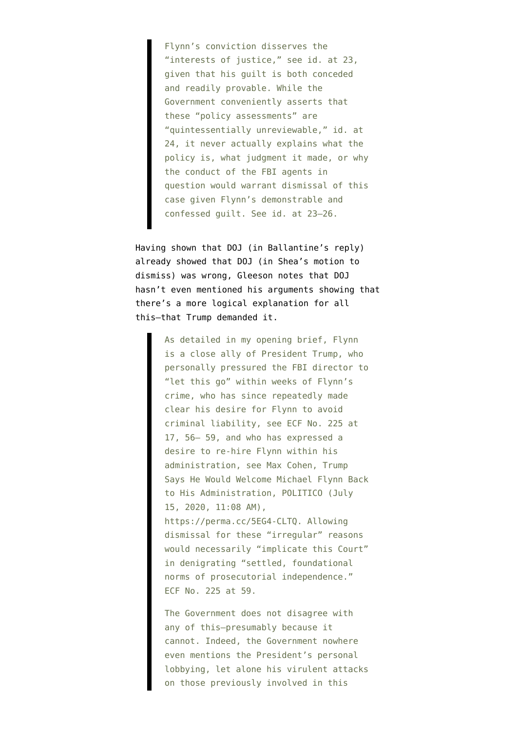> Flynn's conviction disserves the "interests of justice," see id. at 23, given that his guilt is both conceded and readily provable. While the Government conveniently asserts that these "policy assessments" are "quintessentially unreviewable," id. at 24, it never actually explains what the policy is, what judgment it made, or why the conduct of the FBI agents in question would warrant dismissal of this case given Flynn's demonstrable and confessed guilt. See id. at 23–26.

Having shown that DOJ (in Ballantine's reply) already showed that DOJ (in Shea's motion to dismiss) was wrong, Gleeson notes that DOJ hasn't even mentioned his arguments showing that there's a more logical explanation for all this—that Trump demanded it.

> As detailed in my opening brief, Flynn is a close ally of President Trump, who personally pressured the FBI director to "let this go" within weeks of Flynn's crime, who has since repeatedly made clear his desire for Flynn to avoid criminal liability, see ECF No. 225 at 17, 56– 59, and who has expressed a desire to re-hire Flynn within his administration, see Max Cohen, Trump Says He Would Welcome Michael Flynn Back to His Administration, POLITICO (July 15, 2020, 11:08 AM), https://perma.cc/5EG4-CLTQ. Allowing dismissal for these "irregular" reasons would necessarily "implicate this Court" in denigrating "settled, foundational norms of prosecutorial independence." ECF No. 225 at 59.
>
> The Government does not disagree with any of this—presumably because it cannot. Indeed, the Government nowhere even mentions the President's personal lobbying, let alone his virulent attacks on those previously involved in this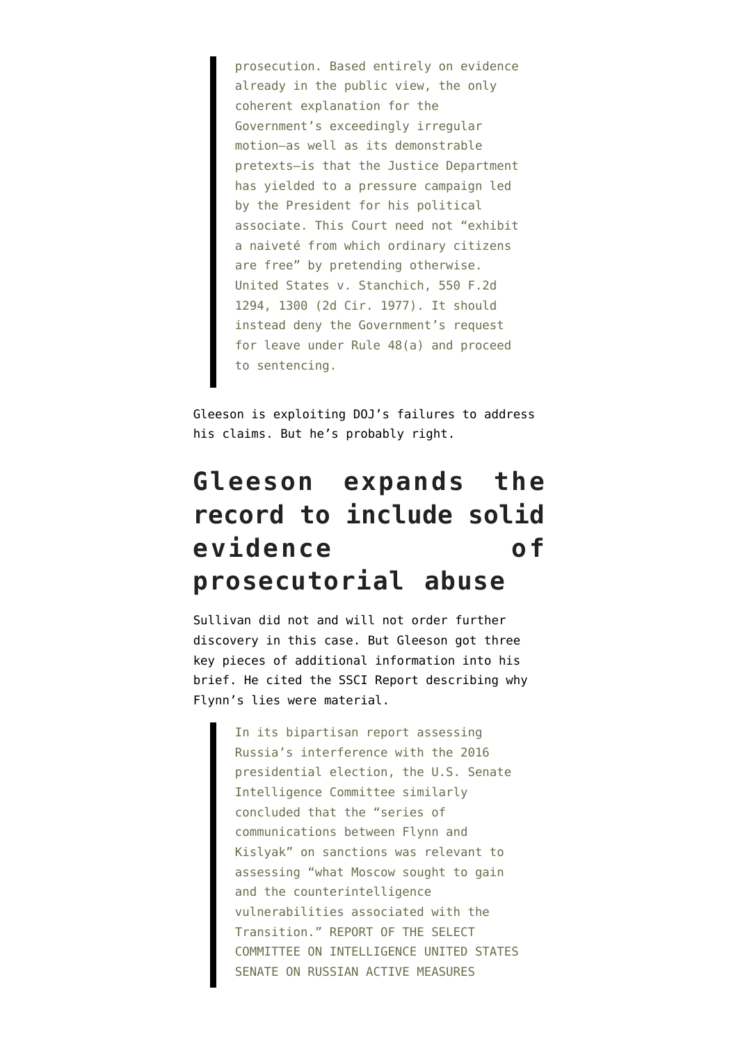> prosecution. Based entirely on evidence already in the public view, the only coherent explanation for the Government's exceedingly irregular motion—as well as its demonstrable pretexts—is that the Justice Department has yielded to a pressure campaign led by the President for his political associate. This Court need not "exhibit a naiveté from which ordinary citizens are free" by pretending otherwise. United States v. Stanchich, 550 F.2d 1294, 1300 (2d Cir. 1977). It should instead deny the Government's request for leave under Rule 48(a) and proceed to sentencing.

Gleeson is exploiting DOJ's failures to address his claims. But he's probably right.

## Gleeson expands the record to include solid evidence of prosecutorial abuse

Sullivan did not and will not order further discovery in this case. But Gleeson got three key pieces of additional information into his brief. He cited the SSCI Report describing why Flynn's lies were material.

> In its bipartisan report assessing Russia's interference with the 2016 presidential election, the U.S. Senate Intelligence Committee similarly concluded that the "series of communications between Flynn and Kislyak" on sanctions was relevant to assessing "what Moscow sought to gain and the counterintelligence vulnerabilities associated with the Transition." REPORT OF THE SELECT COMMITTEE ON INTELLIGENCE UNITED STATES SENATE ON RUSSIAN ACTIVE MEASURES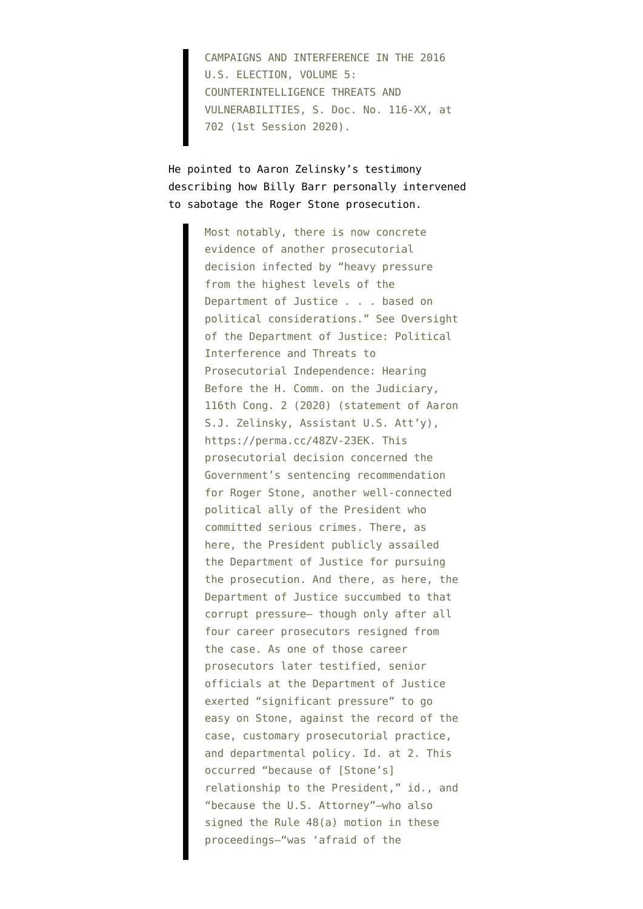> CAMPAIGNS AND INTERFERENCE IN THE 2016 U.S. ELECTION, VOLUME 5: COUNTERINTELLIGENCE THREATS AND VULNERABILITIES, S. Doc. No. 116-XX, at 702 (1st Session 2020).

He pointed to Aaron Zelinsky's testimony describing how Billy Barr personally intervened to sabotage the Roger Stone prosecution.

> Most notably, there is now concrete evidence of another prosecutorial decision infected by "heavy pressure from the highest levels of the Department of Justice . . . based on political considerations." See Oversight of the Department of Justice: Political Interference and Threats to Prosecutorial Independence: Hearing Before the H. Comm. on the Judiciary, 116th Cong. 2 (2020) (statement of Aaron S.J. Zelinsky, Assistant U.S. Att'y), https://perma.cc/48ZV-23EK. This prosecutorial decision concerned the Government's sentencing recommendation for Roger Stone, another well-connected political ally of the President who committed serious crimes. There, as here, the President publicly assailed the Department of Justice for pursuing the prosecution. And there, as here, the Department of Justice succumbed to that corrupt pressure— though only after all four career prosecutors resigned from the case. As one of those career prosecutors later testified, senior officials at the Department of Justice exerted "significant pressure" to go easy on Stone, against the record of the case, customary prosecutorial practice, and departmental policy. Id. at 2. This occurred "because of [Stone's] relationship to the President," id., and "because the U.S. Attorney"—who also signed the Rule 48(a) motion in these proceedings—"was 'afraid of the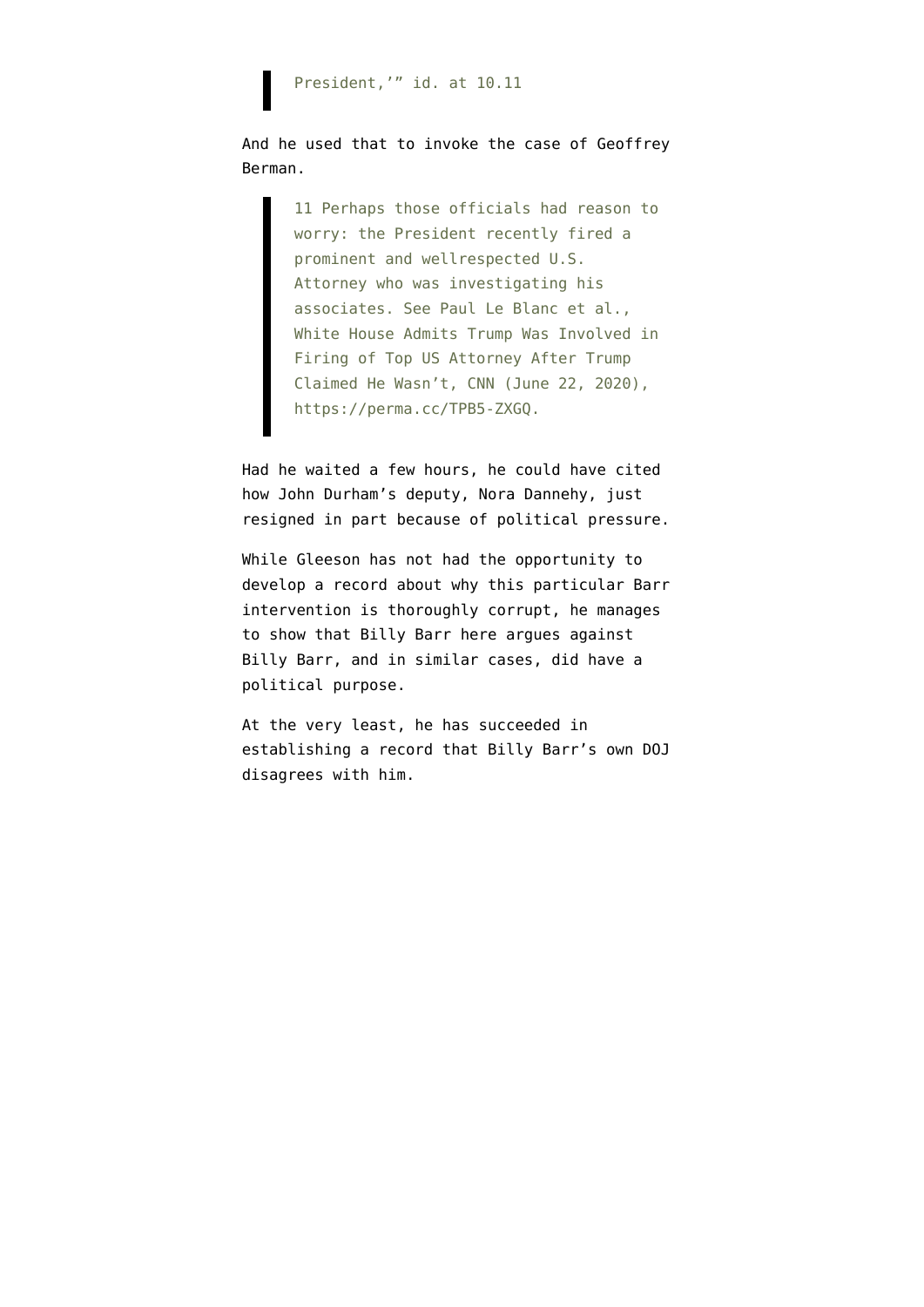> President,'" id. at 10.11

And he used that to invoke the case of Geoffrey Berman.

> 11 Perhaps those officials had reason to worry: the President recently fired a prominent and wellrespected U.S. Attorney who was investigating his associates. See Paul Le Blanc et al., White House Admits Trump Was Involved in Firing of Top US Attorney After Trump Claimed He Wasn't, CNN (June 22, 2020), https://perma.cc/TPB5-ZXGQ.

Had he waited a few hours, he could have cited how John Durham's deputy, Nora Dannehy, just resigned in part because of political pressure.

While Gleeson has not had the opportunity to develop a record about why this particular Barr intervention is thoroughly corrupt, he manages to show that Billy Barr here argues against Billy Barr, and in similar cases, did have a political purpose.

At the very least, he has succeeded in establishing a record that Billy Barr's own DOJ disagrees with him.